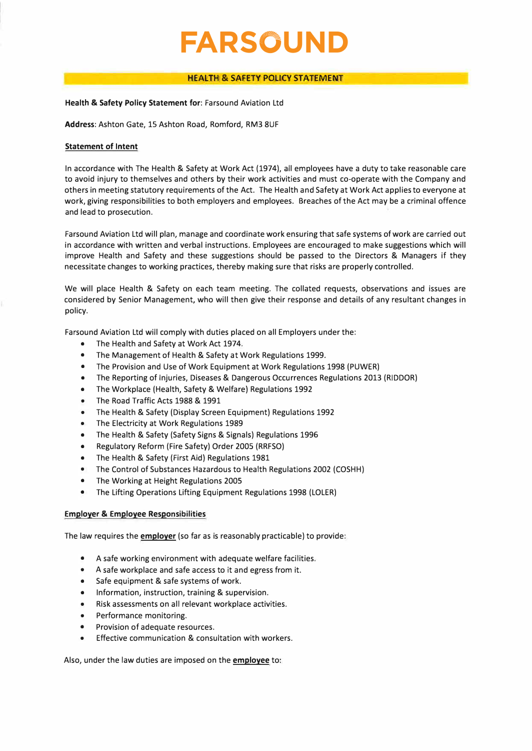# FARSOUND

## HEALTH & SAFETY POLICY STATEMENT

**Health & Safety Policy Statement for**: Farsound Aviation Ltd

**Address**: Ashton Gate, 15 Ashton Road, Romford, RM3 8UF

**Statement of Intent**

In accordance with The Health & Safety at Work Act (1974), all employees have a duty to take reasonable care to avoid injury to themselves and others by their work activities and must co-operate with the Company and others in meeting statutory requirements of the Act. The Health and Safety at Work Act applies to everyone at work, giving responsibilities to both employers and employees. Breaches of the Act may be a criminal offence and lead to prosecution.

Farsound Aviation Ltd will plan, manage and coordinate work ensuring that safe systems of work are carried out in accordance with written and verbal instructions. Employees are encouraged to make suggestions which will improve Health and Safety and these suggestions should be passed to the Directors & Managers if they necessitate changes to working practices, thereby making sure that risks are properly controlled.

We will place Health & Safety on each team meeting. The collated requests, observations and issues are considered by Senior Management, who will then give their response and details of any resultant changes in policy.

Farsound Aviation Ltd will comply with duties placed on all Employers under the:

- The Health and Safety at Work Act 1974.
- The Management of Health & Safety at Work Regulations 1999.
- The Provision and Use of Work Equipment at Work Regulations 1998 (PUWER)
- The Reporting of Injuries, Diseases & Dangerous Occurrences Regulations 2013 (RIDDOR)
- The Workplace (Health, Safety & Welfare) Regulations 1992
- The Road Traffic Acts 1988 & 1991
- The Health & Safety (Display Screen Equipment) Regulations 1992
- The Electricity at Work Regulations 1989
- The Health & Safety (Safety Signs & Signals) Regulations 1996
- Regulatory Reform (Fire Safety) Order 2005 (RRFSO)
- The Health & Safety (First Aid) Regulations 1981
- The Control of Substances Hazardous to Health Regulations 2002 (COSHH)
- The Working at Height Regulations 2005
- The Lifting Operations Lifting Equipment Regulations 1998 (LOLER)

**Employer & Employee Responsibilities**

The law requires the **employer** (so far as is reasonably practicable) to provide:

- A safe working environment with adequate welfare facilities.
- A safe workplace and safe access to it and egress from it.
- Safe equipment & safe systems of work.
- Information, instruction, training & supervision.
- Risk assessments on all relevant workplace activities.
- Performance monitoring.
- Provision of adequate resources.
- Effective communication & consultation with workers.

Also, under the law duties are imposed on the **employee** to: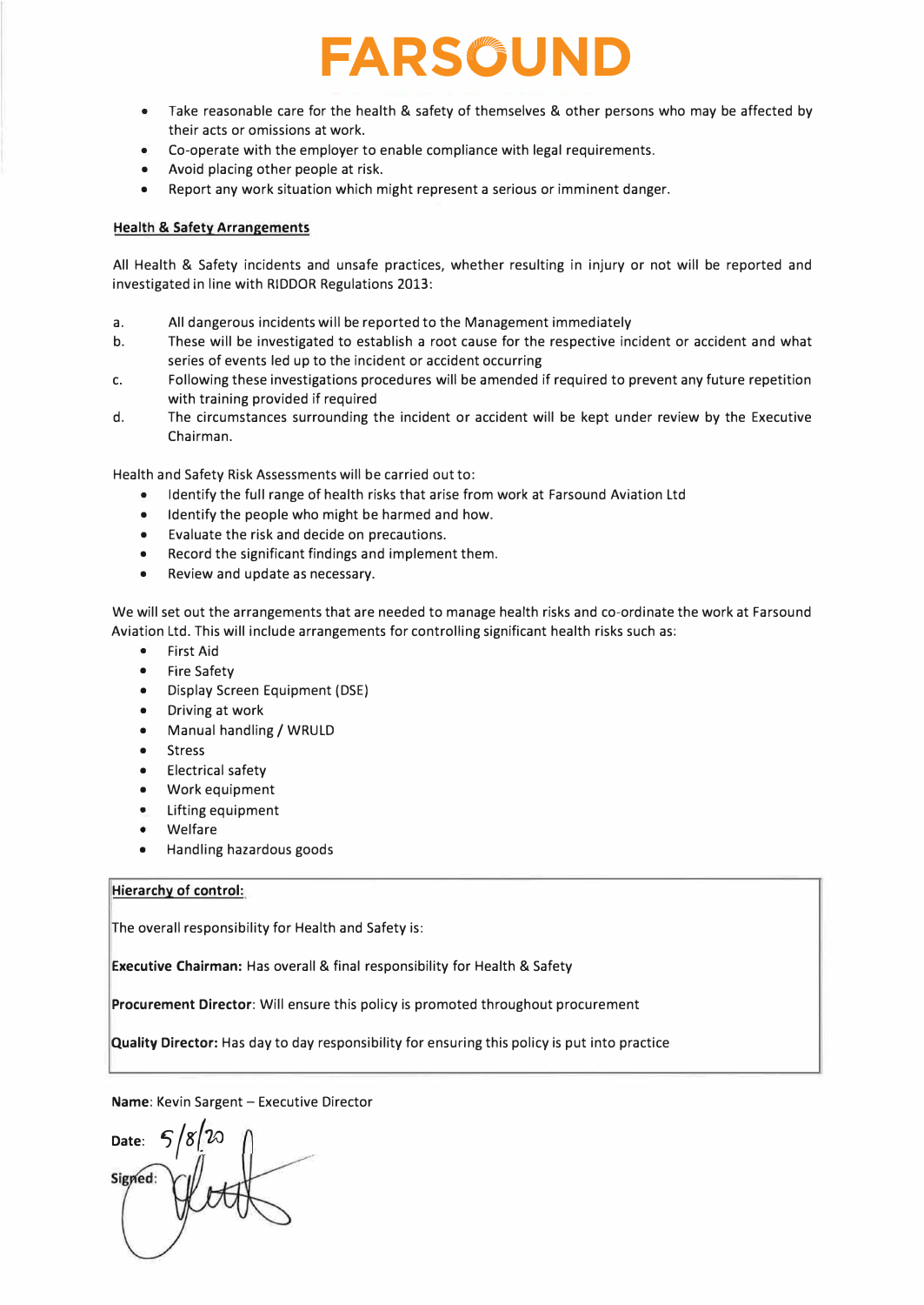- Take reasonable care for the health & safety of themselves & other persons who may be affected by their acts or omissions at work.
- Co-operate with the employer to enable compliance with legal requirements.
- Avoid placing other people at risk.
- Report any work situation which might represent a serious or imminent danger.

**Health & Safety Arrangements**

All Health & Safety incidents and unsafe practices, whether resulting in injury or not will be reported and investigated in line with RIDDOR Regulations 2013:

a. All dangerous incidents will be reported to the Management immediately

b. These will be investigated to establish a root cause for the respective incident or accident and what series of events led up to the incident or accident occurring

c. Following these investigations procedures will be amended if required to prevent any future repetition with training provided if required

d. The circumstances surrounding the incident or accident will be kept under review by the Executive Chairman.

Health and Safety Risk Assessments will be carried out to:

- Identify the full range of health risks that arise from work at Farsound Aviation Ltd
- Identify the people who might be harmed and how.
- Evaluate the risk and decide on precautions.
- Record the significant findings and implement them.
- Review and update as necessary.

We will set out the arrangements that are needed to manage health risks and co-ordinate the work at Farsound Aviation Ltd. This will include arrangements for controlling significant health risks such as:

- First Aid
- Fire Safety
- Display Screen Equipment (DSE)
- Driving at work
- Manual handling / WRULD
- Stress
- Electrical safety
- Work equipment
- Lifting equipment
- Welfare
- Handling hazardous goods

**Hierarchy of control:**

The overall responsibility for Health and Safety is:

**Executive Chairman:** Has overall & final responsibility for Health & Safety

**Procurement Director**: Will ensure this policy is promoted throughout procurement

**Quality Director:** Has day to day responsibility for ensuring this policy is put into practice

**Name**: Kevin Sargent – Executive Director

**Date**: 5/8/20

**Signed**: